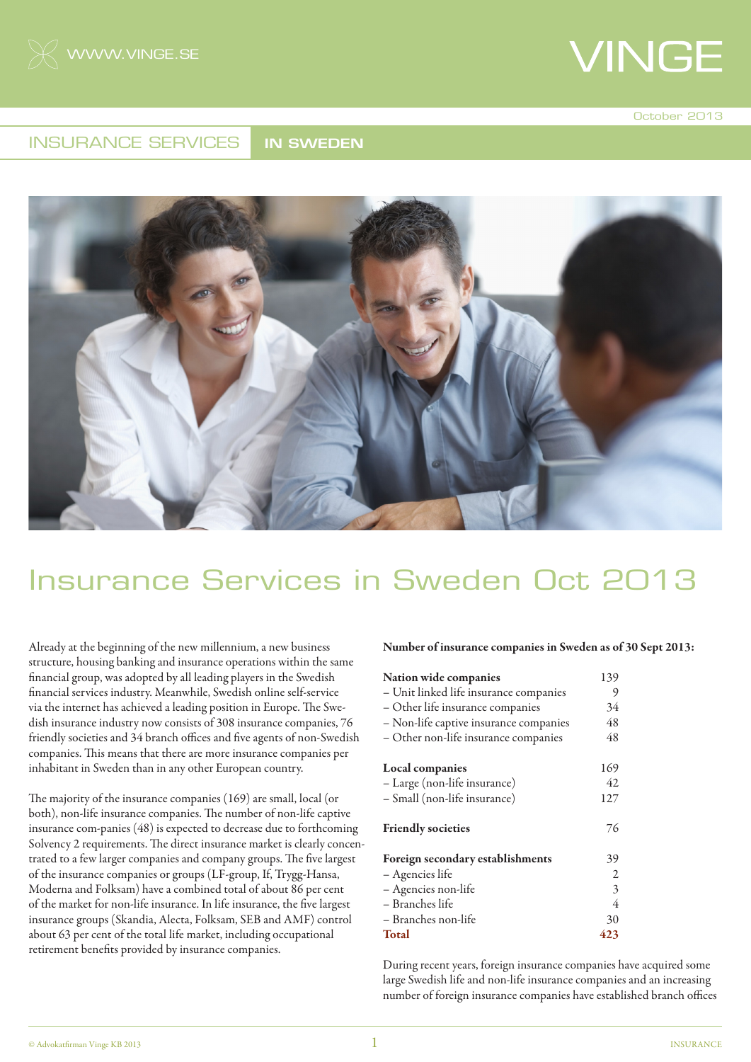# Insurance Services in Sweden Oct 2013

Already at the beginning of the new millennium, a new business structure, housing banking and insurance operations within the same financial group, was adopted by all leading players in the Swedish financial services industry. Meanwhile, Swedish online self-service via the internet has achieved a leading position in Europe. The Swedish insurance industry now consists of 308 insurance companies, 76 friendly societies and 34 branch offices and five agents of non-Swedish companies. This means that there are more insurance companies per inhabitant in Sweden than in any other European country.

The majority of the insurance companies (169) are small, local (or both), non-life insurance companies. The number of non-life captive insurance com-panies (48) is expected to decrease due to forthcoming Solvency 2 requirements. The direct insurance market is clearly concentrated to a few larger companies and company groups. The five largest of the insurance companies or groups (LF-group, If, Trygg-Hansa, Moderna and Folksam) have a combined total of about 86 per cent of the market for non-life insurance. In life insurance, the five largest insurance groups (Skandia, Alecta, Folksam, SEB and AMF) control about 63 per cent of the total life market, including occupational retirement benefits provided by insurance companies.

**Number of insurance companies in Sweden as of 30 Sept 2013:**

| | |
|---|---|
| **Nation wide companies** | 139 |
| – Unit linked life insurance companies | 9 |
| – Other life insurance companies | 34 |
| – Non-life captive insurance companies | 48 |
| – Other non-life insurance companies | 48 |
| **Local companies** | 169 |
| – Large (non-life insurance) | 42 |
| – Small (non-life insurance) | 127 |
| **Friendly societies** | 76 |
| **Foreign secondary establishments** | 39 |
| – Agencies life | 2 |
| – Agencies non-life | 3 |
| – Branches life | 4 |
| – Branches non-life | 30 |
| **Total** | **423** |

During recent years, foreign insurance companies have acquired some large Swedish life and non-life insurance companies and an increasing number of foreign insurance companies have established branch offices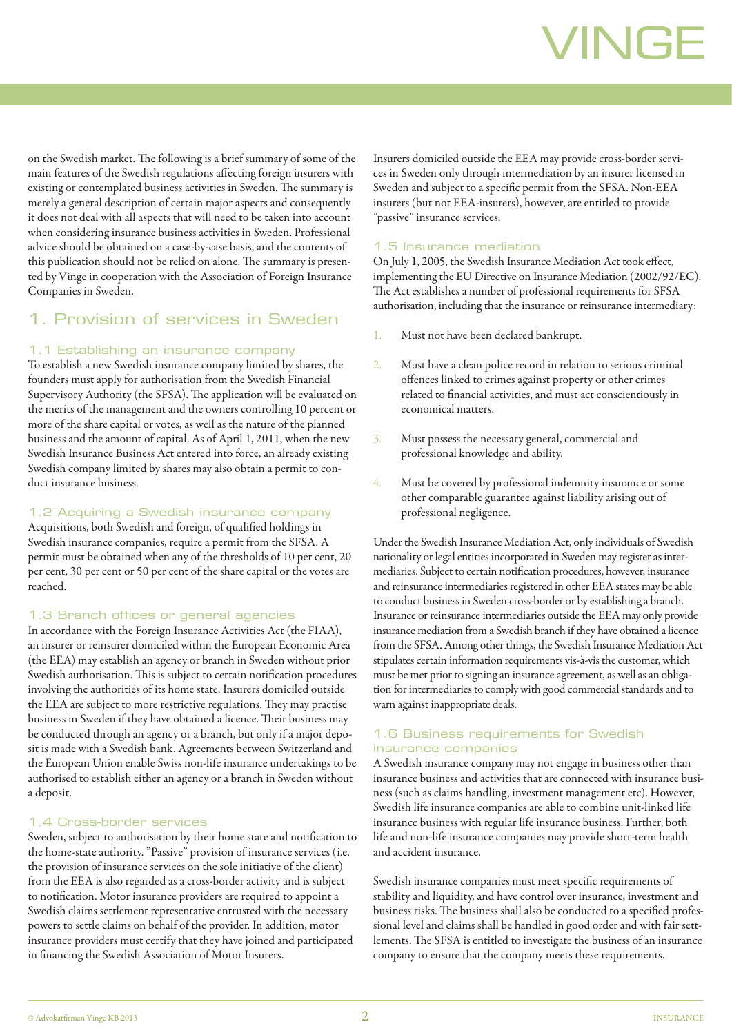on the Swedish market. The following is a brief summary of some of the main features of the Swedish regulations affecting foreign insurers with existing or contemplated business activities in Sweden. The summary is merely a general description of certain major aspects and consequently it does not deal with all aspects that will need to be taken into account when considering insurance business activities in Sweden. Professional advice should be obtained on a case-by-case basis, and the contents of this publication should not be relied on alone. The summary is presented by Vinge in cooperation with the Association of Foreign Insurance Companies in Sweden.

## 1. Provision of services in Sweden

### 1.1 Establishing an insurance company

To establish a new Swedish insurance company limited by shares, the founders must apply for authorisation from the Swedish Financial Supervisory Authority (the SFSA). The application will be evaluated on the merits of the management and the owners controlling 10 percent or more of the share capital or votes, as well as the nature of the planned business and the amount of capital. As of April 1, 2011, when the new Swedish Insurance Business Act entered into force, an already existing Swedish company limited by shares may also obtain a permit to conduct insurance business.

### 1.2 Acquiring a Swedish insurance company

Acquisitions, both Swedish and foreign, of qualified holdings in Swedish insurance companies, require a permit from the SFSA. A permit must be obtained when any of the thresholds of 10 per cent, 20 per cent, 30 per cent or 50 per cent of the share capital or the votes are reached.

### 1.3 Branch offices or general agencies

In accordance with the Foreign Insurance Activities Act (the FIAA), an insurer or reinsurer domiciled within the European Economic Area (the EEA) may establish an agency or branch in Sweden without prior Swedish authorisation. This is subject to certain notification procedures involving the authorities of its home state. Insurers domiciled outside the EEA are subject to more restrictive regulations. They may practise business in Sweden if they have obtained a licence. Their business may be conducted through an agency or a branch, but only if a major deposit is made with a Swedish bank. Agreements between Switzerland and the European Union enable Swiss non-life insurance undertakings to be authorised to establish either an agency or a branch in Sweden without a deposit.

### 1.4 Cross-border services

Sweden, subject to authorisation by their home state and notification to the home-state authority. "Passive" provision of insurance services (i.e. the provision of insurance services on the sole initiative of the client) from the EEA is also regarded as a cross-border activity and is subject to notification. Motor insurance providers are required to appoint a Swedish claims settlement representative entrusted with the necessary powers to settle claims on behalf of the provider. In addition, motor insurance providers must certify that they have joined and participated in financing the Swedish Association of Motor Insurers.

Insurers domiciled outside the EEA may provide cross-border services in Sweden only through intermediation by an insurer licensed in Sweden and subject to a specific permit from the SFSA. Non-EEA insurers (but not EEA-insurers), however, are entitled to provide "passive" insurance services.

### 1.5 Insurance mediation

On July 1, 2005, the Swedish Insurance Mediation Act took effect, implementing the EU Directive on Insurance Mediation (2002/92/EC). The Act establishes a number of professional requirements for SFSA authorisation, including that the insurance or reinsurance intermediary:

1. Must not have been declared bankrupt.
2. Must have a clean police record in relation to serious criminal offences linked to crimes against property or other crimes related to financial activities, and must act conscientiously in economical matters.
3. Must possess the necessary general, commercial and professional knowledge and ability.
4. Must be covered by professional indemnity insurance or some other comparable guarantee against liability arising out of professional negligence.

Under the Swedish Insurance Mediation Act, only individuals of Swedish nationality or legal entities incorporated in Sweden may register as intermediaries. Subject to certain notification procedures, however, insurance and reinsurance intermediaries registered in other EEA states may be able to conduct business in Sweden cross-border or by establishing a branch. Insurance or reinsurance intermediaries outside the EEA may only provide insurance mediation from a Swedish branch if they have obtained a licence from the SFSA. Among other things, the Swedish Insurance Mediation Act stipulates certain information requirements vis-à-vis the customer, which must be met prior to signing an insurance agreement, as well as an obligation for intermediaries to comply with good commercial standards and to warn against inappropriate deals.

### 1.6 Business requirements for Swedish insurance companies

A Swedish insurance company may not engage in business other than insurance business and activities that are connected with insurance business (such as claims handling, investment management etc). However, Swedish life insurance companies are able to combine unit-linked life insurance business with regular life insurance business. Further, both life and non-life insurance companies may provide short-term health and accident insurance.

Swedish insurance companies must meet specific requirements of stability and liquidity, and have control over insurance, investment and business risks. The business shall also be conducted to a specified professional level and claims shall be handled in good order and with fair settlements. The SFSA is entitled to investigate the business of an insurance company to ensure that the company meets these requirements.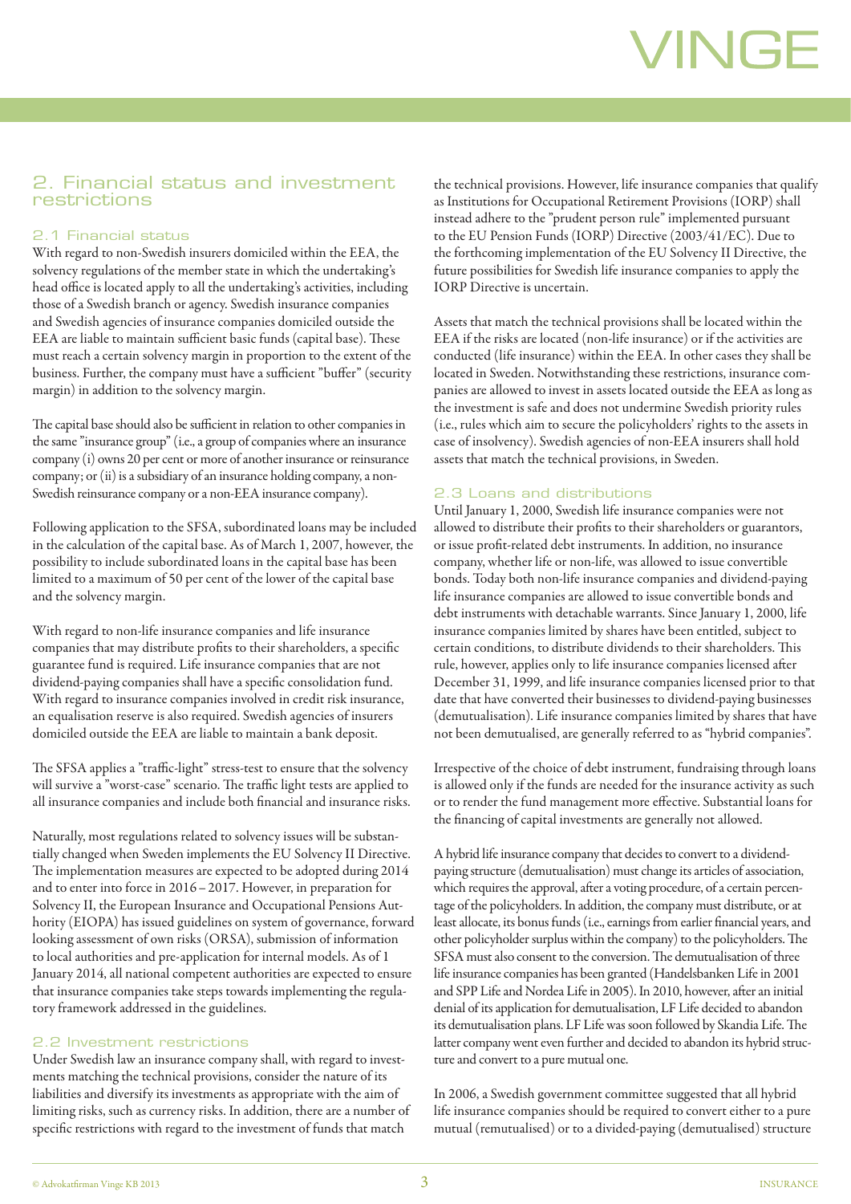## 2. Financial status and investment restrictions

### 2.1 Financial status

With regard to non-Swedish insurers domiciled within the EEA, the solvency regulations of the member state in which the undertaking's head office is located apply to all the undertaking's activities, including those of a Swedish branch or agency. Swedish insurance companies and Swedish agencies of insurance companies domiciled outside the EEA are liable to maintain sufficient basic funds (capital base). These must reach a certain solvency margin in proportion to the extent of the business. Further, the company must have a sufficient "buffer" (security margin) in addition to the solvency margin.

The capital base should also be sufficient in relation to other companies in the same "insurance group" (i.e., a group of companies where an insurance company (i) owns 20 per cent or more of another insurance or reinsurance company; or (ii) is a subsidiary of an insurance holding company, a non-Swedish reinsurance company or a non-EEA insurance company).

Following application to the SFSA, subordinated loans may be included in the calculation of the capital base. As of March 1, 2007, however, the possibility to include subordinated loans in the capital base has been limited to a maximum of 50 per cent of the lower of the capital base and the solvency margin.

With regard to non-life insurance companies and life insurance companies that may distribute profits to their shareholders, a specific guarantee fund is required. Life insurance companies that are not dividend-paying companies shall have a specific consolidation fund. With regard to insurance companies involved in credit risk insurance, an equalisation reserve is also required. Swedish agencies of insurers domiciled outside the EEA are liable to maintain a bank deposit.

The SFSA applies a "traffic-light" stress-test to ensure that the solvency will survive a "worst-case" scenario. The traffic light tests are applied to all insurance companies and include both financial and insurance risks.

Naturally, most regulations related to solvency issues will be substantially changed when Sweden implements the EU Solvency II Directive. The implementation measures are expected to be adopted during 2014 and to enter into force in 2016 – 2017. However, in preparation for Solvency II, the European Insurance and Occupational Pensions Authority (EIOPA) has issued guidelines on system of governance, forward looking assessment of own risks (ORSA), submission of information to local authorities and pre-application for internal models. As of 1 January 2014, all national competent authorities are expected to ensure that insurance companies take steps towards implementing the regulatory framework addressed in the guidelines.

### 2.2 Investment restrictions

Under Swedish law an insurance company shall, with regard to investments matching the technical provisions, consider the nature of its liabilities and diversify its investments as appropriate with the aim of limiting risks, such as currency risks. In addition, there are a number of specific restrictions with regard to the investment of funds that match the technical provisions. However, life insurance companies that qualify as Institutions for Occupational Retirement Provisions (IORP) shall instead adhere to the "prudent person rule" implemented pursuant to the EU Pension Funds (IORP) Directive (2003/41/EC). Due to the forthcoming implementation of the EU Solvency II Directive, the future possibilities for Swedish life insurance companies to apply the IORP Directive is uncertain.

Assets that match the technical provisions shall be located within the EEA if the risks are located (non-life insurance) or if the activities are conducted (life insurance) within the EEA. In other cases they shall be located in Sweden. Notwithstanding these restrictions, insurance companies are allowed to invest in assets located outside the EEA as long as the investment is safe and does not undermine Swedish priority rules (i.e., rules which aim to secure the policyholders' rights to the assets in case of insolvency). Swedish agencies of non-EEA insurers shall hold assets that match the technical provisions, in Sweden.

### 2.3 Loans and distributions

Until January 1, 2000, Swedish life insurance companies were not allowed to distribute their profits to their shareholders or guarantors, or issue profit-related debt instruments. In addition, no insurance company, whether life or non-life, was allowed to issue convertible bonds. Today both non-life insurance companies and dividend-paying life insurance companies are allowed to issue convertible bonds and debt instruments with detachable warrants. Since January 1, 2000, life insurance companies limited by shares have been entitled, subject to certain conditions, to distribute dividends to their shareholders. This rule, however, applies only to life insurance companies licensed after December 31, 1999, and life insurance companies licensed prior to that date that have converted their businesses to dividend-paying businesses (demutualisation). Life insurance companies limited by shares that have not been demutualised, are generally referred to as "hybrid companies".

Irrespective of the choice of debt instrument, fundraising through loans is allowed only if the funds are needed for the insurance activity as such or to render the fund management more effective. Substantial loans for the financing of capital investments are generally not allowed.

A hybrid life insurance company that decides to convert to a dividend-paying structure (demutualisation) must change its articles of association, which requires the approval, after a voting procedure, of a certain percentage of the policyholders. In addition, the company must distribute, or at least allocate, its bonus funds (i.e., earnings from earlier financial years, and other policyholder surplus within the company) to the policyholders. The SFSA must also consent to the conversion. The demutualisation of three life insurance companies has been granted (Handelsbanken Life in 2001 and SPP Life and Nordea Life in 2005). In 2010, however, after an initial denial of its application for demutualisation, LF Life decided to abandon its demutualisation plans. LF Life was soon followed by Skandia Life. The latter company went even further and decided to abandon its hybrid structure and convert to a pure mutual one.

In 2006, a Swedish government committee suggested that all hybrid life insurance companies should be required to convert either to a pure mutual (remutualised) or to a divided-paying (demutualised) structure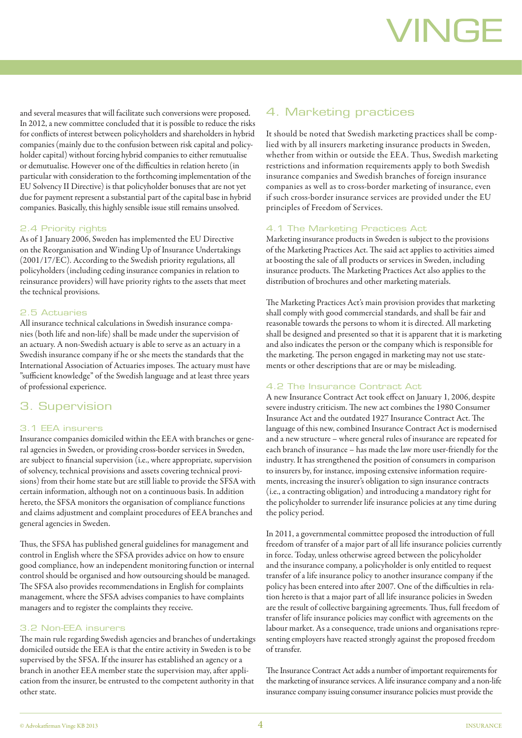and several measures that will facilitate such conversions were proposed. In 2012, a new committee concluded that it is possible to reduce the risks for conflicts of interest between policyholders and shareholders in hybrid companies (mainly due to the confusion between risk capital and policyholder capital) without forcing hybrid companies to either remutualise or demutualise. However one of the difficulties in relation hereto (in particular with consideration to the forthcoming implementation of the EU Solvency II Directive) is that policyholder bonuses that are not yet due for payment represent a substantial part of the capital base in hybrid companies. Basically, this highly sensible issue still remains unsolved.

### 2.4 Priority rights

As of 1 January 2006, Sweden has implemented the EU Directive on the Reorganisation and Winding Up of Insurance Undertakings (2001/17/EC). According to the Swedish priority regulations, all policyholders (including ceding insurance companies in relation to reinsurance providers) will have priority rights to the assets that meet the technical provisions.

### 2.5 Actuaries

All insurance technical calculations in Swedish insurance companies (both life and non-life) shall be made under the supervision of an actuary. A non-Swedish actuary is able to serve as an actuary in a Swedish insurance company if he or she meets the standards that the International Association of Actuaries imposes. The actuary must have "sufficient knowledge" of the Swedish language and at least three years of professional experience.

## 3. Supervision

### 3.1 EEA insurers

Insurance companies domiciled within the EEA with branches or general agencies in Sweden, or providing cross-border services in Sweden, are subject to financial supervision (i.e., where appropriate, supervision of solvency, technical provisions and assets covering technical provisions) from their home state but are still liable to provide the SFSA with certain information, although not on a continuous basis. In addition hereto, the SFSA monitors the organisation of compliance functions and claims adjustment and complaint procedures of EEA branches and general agencies in Sweden.

Thus, the SFSA has published general guidelines for management and control in English where the SFSA provides advice on how to ensure good compliance, how an independent monitoring function or internal control should be organised and how outsourcing should be managed. The SFSA also provides recommendations in English for complaints management, where the SFSA advises companies to have complaints managers and to register the complaints they receive.

### 3.2 Non-EEA insurers

The main rule regarding Swedish agencies and branches of undertakings domiciled outside the EEA is that the entire activity in Sweden is to be supervised by the SFSA. If the insurer has established an agency or a branch in another EEA member state the supervision may, after application from the insurer, be entrusted to the competent authority in that other state.

## 4. Marketing practices

It should be noted that Swedish marketing practices shall be complied with by all insurers marketing insurance products in Sweden, whether from within or outside the EEA. Thus, Swedish marketing restrictions and information requirements apply to both Swedish insurance companies and Swedish branches of foreign insurance companies as well as to cross-border marketing of insurance, even if such cross-border insurance services are provided under the EU principles of Freedom of Services.

### 4.1 The Marketing Practices Act

Marketing insurance products in Sweden is subject to the provisions of the Marketing Practices Act. The said act applies to activities aimed at boosting the sale of all products or services in Sweden, including insurance products. The Marketing Practices Act also applies to the distribution of brochures and other marketing materials.

The Marketing Practices Act's main provision provides that marketing shall comply with good commercial standards, and shall be fair and reasonable towards the persons to whom it is directed. All marketing shall be designed and presented so that it is apparent that it is marketing and also indicates the person or the company which is responsible for the marketing. The person engaged in marketing may not use statements or other descriptions that are or may be misleading.

### 4.2 The Insurance Contract Act

A new Insurance Contract Act took effect on January 1, 2006, despite severe industry criticism. The new act combines the 1980 Consumer Insurance Act and the outdated 1927 Insurance Contract Act. The language of this new, combined Insurance Contract Act is modernised and a new structure – where general rules of insurance are repeated for each branch of insurance – has made the law more user-friendly for the industry. It has strengthened the position of consumers in comparison to insurers by, for instance, imposing extensive information requirements, increasing the insurer's obligation to sign insurance contracts (i.e., a contracting obligation) and introducing a mandatory right for the policyholder to surrender life insurance policies at any time during the policy period.

In 2011, a governmental committee proposed the introduction of full freedom of transfer of a major part of all life insurance policies currently in force. Today, unless otherwise agreed between the policyholder and the insurance company, a policyholder is only entitled to request transfer of a life insurance policy to another insurance company if the policy has been entered into after 2007. One of the difficulties in relation hereto is that a major part of all life insurance policies in Sweden are the result of collective bargaining agreements. Thus, full freedom of transfer of life insurance policies may conflict with agreements on the labour market. As a consequence, trade unions and organisations representing employers have reacted strongly against the proposed freedom of transfer.

The Insurance Contract Act adds a number of important requirements for the marketing of insurance services. A life insurance company and a non-life insurance company issuing consumer insurance policies must provide the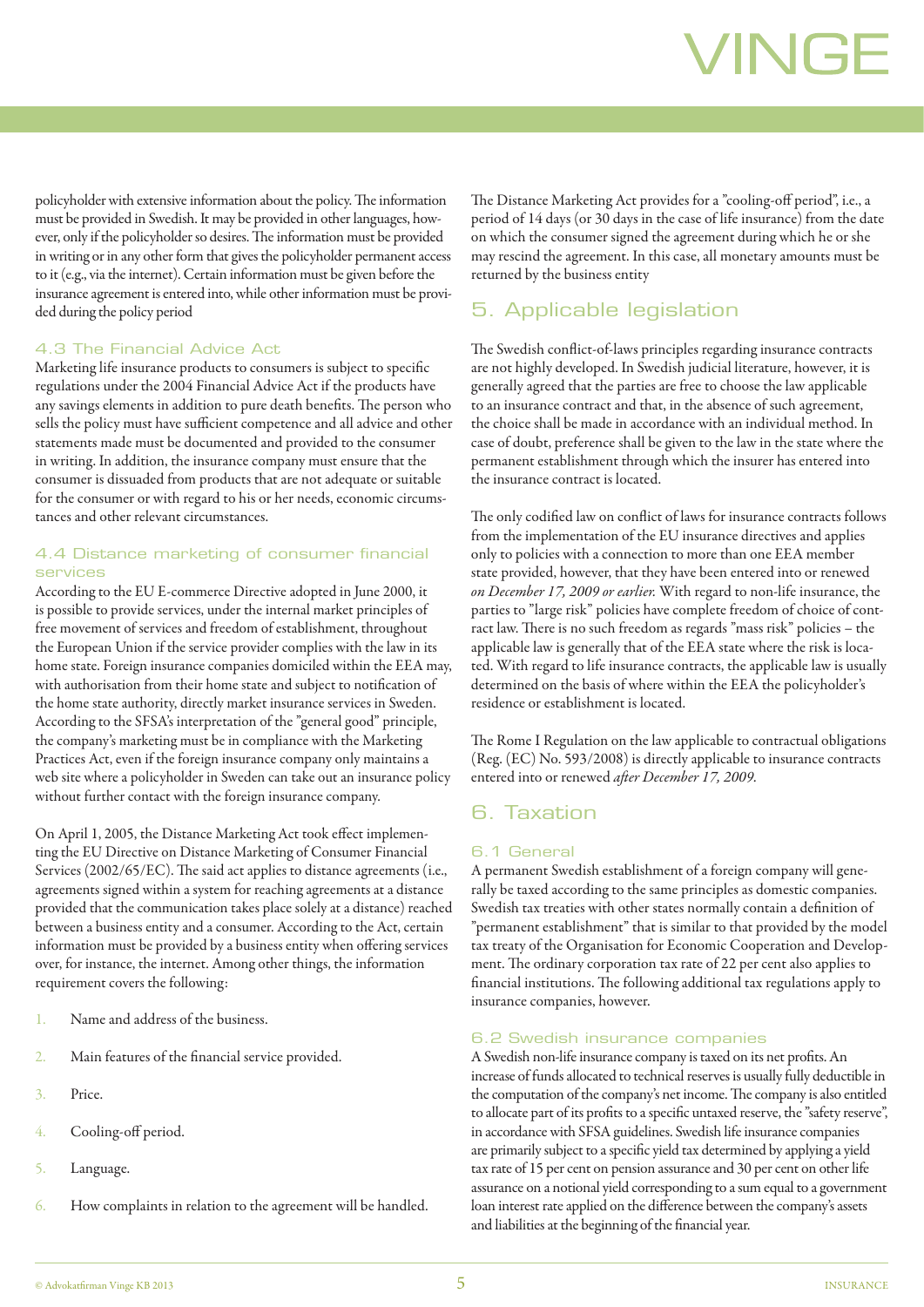policyholder with extensive information about the policy. The information must be provided in Swedish. It may be provided in other languages, however, only if the policyholder so desires. The information must be provided in writing or in any other form that gives the policyholder permanent access to it (e.g., via the internet). Certain information must be given before the insurance agreement is entered into, while other information must be provided during the policy period

### 4.3 The Financial Advice Act

Marketing life insurance products to consumers is subject to specific regulations under the 2004 Financial Advice Act if the products have any savings elements in addition to pure death benefits. The person who sells the policy must have sufficient competence and all advice and other statements made must be documented and provided to the consumer in writing. In addition, the insurance company must ensure that the consumer is dissuaded from products that are not adequate or suitable for the consumer or with regard to his or her needs, economic circumstances and other relevant circumstances.

### 4.4 Distance marketing of consumer financial services

According to the EU E-commerce Directive adopted in June 2000, it is possible to provide services, under the internal market principles of free movement of services and freedom of establishment, throughout the European Union if the service provider complies with the law in its home state. Foreign insurance companies domiciled within the EEA may, with authorisation from their home state and subject to notification of the home state authority, directly market insurance services in Sweden. According to the SFSA's interpretation of the "general good" principle, the company's marketing must be in compliance with the Marketing Practices Act, even if the foreign insurance company only maintains a web site where a policyholder in Sweden can take out an insurance policy without further contact with the foreign insurance company.

On April 1, 2005, the Distance Marketing Act took effect implementing the EU Directive on Distance Marketing of Consumer Financial Services (2002/65/EC). The said act applies to distance agreements (i.e., agreements signed within a system for reaching agreements at a distance provided that the communication takes place solely at a distance) reached between a business entity and a consumer. According to the Act, certain information must be provided by a business entity when offering services over, for instance, the internet. Among other things, the information requirement covers the following:

1. Name and address of the business.
2. Main features of the financial service provided.
3. Price.
4. Cooling-off period.
5. Language.
6. How complaints in relation to the agreement will be handled.

The Distance Marketing Act provides for a "cooling-off period", i.e., a period of 14 days (or 30 days in the case of life insurance) from the date on which the consumer signed the agreement during which he or she may rescind the agreement. In this case, all monetary amounts must be returned by the business entity

## 5. Applicable legislation

The Swedish conflict-of-laws principles regarding insurance contracts are not highly developed. In Swedish judicial literature, however, it is generally agreed that the parties are free to choose the law applicable to an insurance contract and that, in the absence of such agreement, the choice shall be made in accordance with an individual method. In case of doubt, preference shall be given to the law in the state where the permanent establishment through which the insurer has entered into the insurance contract is located.

The only codified law on conflict of laws for insurance contracts follows from the implementation of the EU insurance directives and applies only to policies with a connection to more than one EEA member state provided, however, that they have been entered into or renewed *on December 17, 2009 or earlier.* With regard to non-life insurance, the parties to "large risk" policies have complete freedom of choice of contract law. There is no such freedom as regards "mass risk" policies – the applicable law is generally that of the EEA state where the risk is located. With regard to life insurance contracts, the applicable law is usually determined on the basis of where within the EEA the policyholder's residence or establishment is located.

The Rome I Regulation on the law applicable to contractual obligations (Reg. (EC) No. 593/2008) is directly applicable to insurance contracts entered into or renewed *after December 17, 2009.*

## 6. Taxation

### 6.1 General

A permanent Swedish establishment of a foreign company will generally be taxed according to the same principles as domestic companies. Swedish tax treaties with other states normally contain a definition of "permanent establishment" that is similar to that provided by the model tax treaty of the Organisation for Economic Cooperation and Development. The ordinary corporation tax rate of 22 per cent also applies to financial institutions. The following additional tax regulations apply to insurance companies, however.

### 6.2 Swedish insurance companies

A Swedish non-life insurance company is taxed on its net profits. An increase of funds allocated to technical reserves is usually fully deductible in the computation of the company's net income. The company is also entitled to allocate part of its profits to a specific untaxed reserve, the "safety reserve", in accordance with SFSA guidelines. Swedish life insurance companies are primarily subject to a specific yield tax determined by applying a yield tax rate of 15 per cent on pension assurance and 30 per cent on other life assurance on a notional yield corresponding to a sum equal to a government loan interest rate applied on the difference between the company's assets and liabilities at the beginning of the financial year.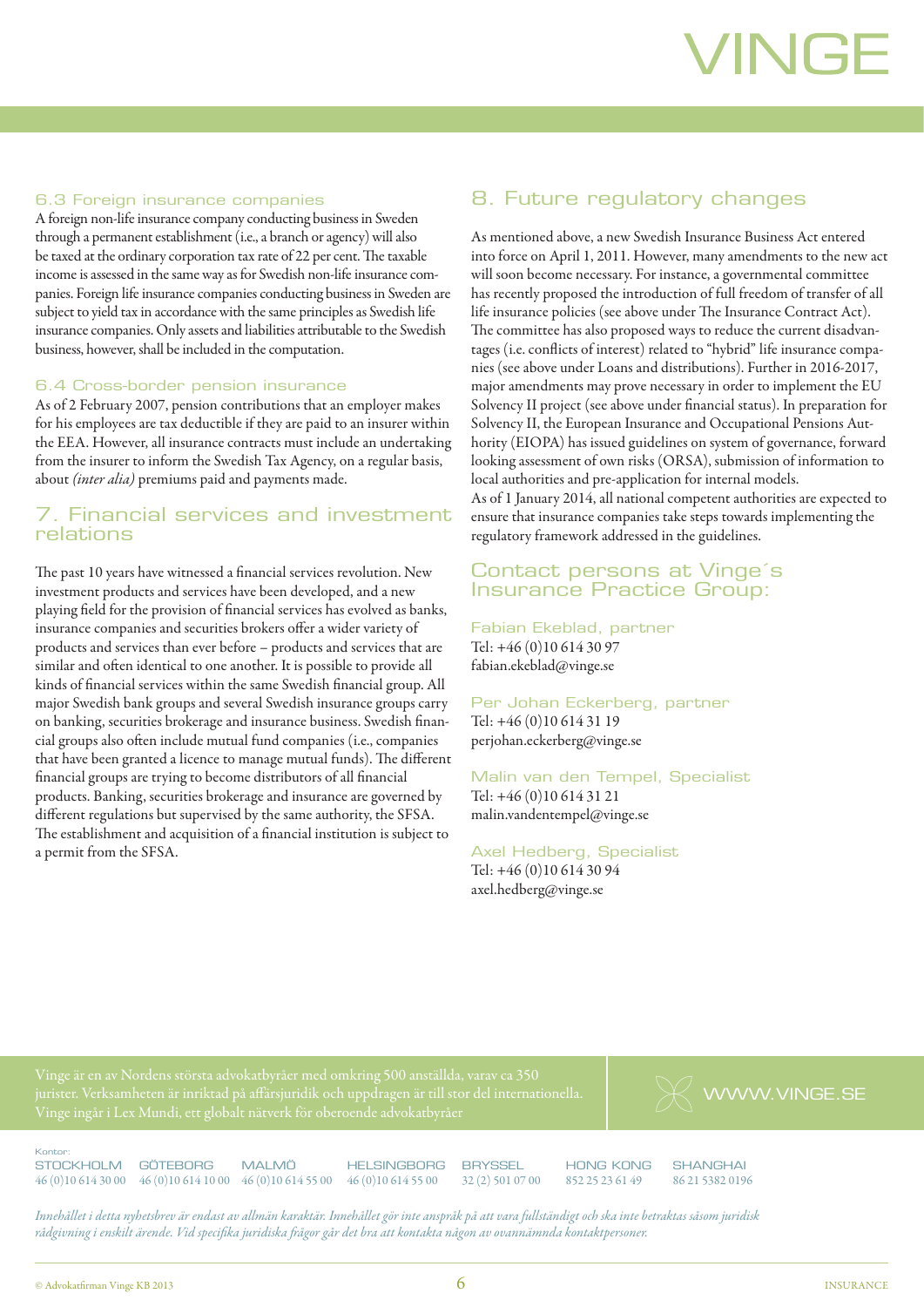### 6.3 Foreign insurance companies

A foreign non-life insurance company conducting business in Sweden through a permanent establishment (i.e., a branch or agency) will also be taxed at the ordinary corporation tax rate of 22 per cent. The taxable income is assessed in the same way as for Swedish non-life insurance companies. Foreign life insurance companies conducting business in Sweden are subject to yield tax in accordance with the same principles as Swedish life insurance companies. Only assets and liabilities attributable to the Swedish business, however, shall be included in the computation.

### 6.4 Cross-border pension insurance

As of 2 February 2007, pension contributions that an employer makes for his employees are tax deductible if they are paid to an insurer within the EEA. However, all insurance contracts must include an undertaking from the insurer to inform the Swedish Tax Agency, on a regular basis, about *(inter alia)* premiums paid and payments made.

## 7. Financial services and investment relations

The past 10 years have witnessed a financial services revolution. New investment products and services have been developed, and a new playing field for the provision of financial services has evolved as banks, insurance companies and securities brokers offer a wider variety of products and services than ever before – products and services that are similar and often identical to one another. It is possible to provide all kinds of financial services within the same Swedish financial group. All major Swedish bank groups and several Swedish insurance groups carry on banking, securities brokerage and insurance business. Swedish financial groups also often include mutual fund companies (i.e., companies that have been granted a licence to manage mutual funds). The different financial groups are trying to become distributors of all financial products. Banking, securities brokerage and insurance are governed by different regulations but supervised by the same authority, the SFSA. The establishment and acquisition of a financial institution is subject to a permit from the SFSA.

## 8. Future regulatory changes

As mentioned above, a new Swedish Insurance Business Act entered into force on April 1, 2011. However, many amendments to the new act will soon become necessary. For instance, a governmental committee has recently proposed the introduction of full freedom of transfer of all life insurance policies (see above under The Insurance Contract Act). The committee has also proposed ways to reduce the current disadvantages (i.e. conflicts of interest) related to "hybrid" life insurance companies (see above under Loans and distributions). Further in 2016-2017, major amendments may prove necessary in order to implement the EU Solvency II project (see above under financial status). In preparation for Solvency II, the European Insurance and Occupational Pensions Authority (EIOPA) has issued guidelines on system of governance, forward looking assessment of own risks (ORSA), submission of information to local authorities and pre-application for internal models.
As of 1 January 2014, all national competent authorities are expected to ensure that insurance companies take steps towards implementing the regulatory framework addressed in the guidelines.

## Contact persons at Vinge´s Insurance Practice Group:

**Fabian Ekeblad, partner**
Tel: +46 (0)10 614 30 97
fabian.ekeblad@vinge.se

**Per Johan Eckerberg, partner**
Tel: +46 (0)10 614 31 19
perjohan.eckerberg@vinge.se

**Malin van den Tempel, Specialist**
Tel: +46 (0)10 614 31 21
malin.vandentempel@vinge.se

**Axel Hedberg, Specialist**
Tel: +46 (0)10 614 30 94
axel.hedberg@vinge.se

Vinge är en av Nordens största advokatbyråer med omkring 500 anställda, varav ca 350 jurister. Verksamheten är inriktad på affärsjuridik och uppdragen är till stor del internationella. Vinge ingår i Lex Mundi, ett globalt nätverk för oberoende advokatbyråer

WWW.VINGE.SE

Kontor:

| STOCKHOLM | GÖTEBORG | MALMÖ | HELSINGBORG | BRYSSEL | HONG KONG | SHANGHAI |
|---|---|---|---|---|---|---|
| 46 (0)10 614 30 00 | 46 (0)10 614 10 00 | 46 (0)10 614 55 00 | 46 (0)10 614 55 00 | 32 (2) 501 07 00 | 852 25 23 61 49 | 86 21 5382 0196 |

*Innehållet i detta nyhetsbrev är endast av allmän karaktär. Innehållet gör inte anspråk på att vara fullständigt och ska inte betraktas såsom juridisk rådgivning i enskilt ärende. Vid specifika juridiska frågor går det bra att kontakta någon av ovannämnda kontaktpersoner.*

© Advokatfirman Vinge KB 2013